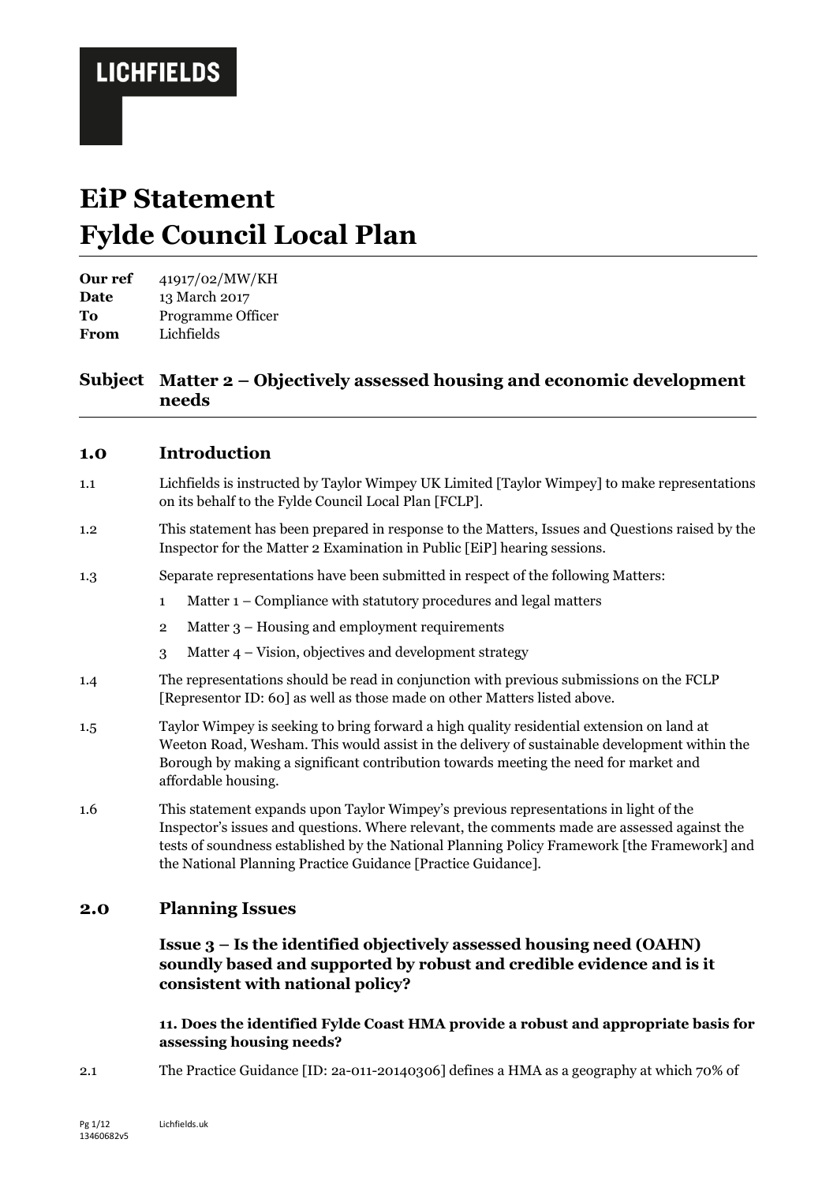**LICHFIELDS**

# EiP Statement
# Fylde Council Local Plan

| | |
|---|---|
| **Our ref** | 41917/02/MW/KH |
| **Date** | 13 March 2017 |
| **To** | Programme Officer |
| **From** | Lichfields |

**Subject** **Matter 2 – Objectively assessed housing and economic development needs**

## 1.0 Introduction

1.1 Lichfields is instructed by Taylor Wimpey UK Limited [Taylor Wimpey] to make representations on its behalf to the Fylde Council Local Plan [FCLP].

1.2 This statement has been prepared in response to the Matters, Issues and Questions raised by the Inspector for the Matter 2 Examination in Public [EiP] hearing sessions.

1.3 Separate representations have been submitted in respect of the following Matters:

1. Matter 1 – Compliance with statutory procedures and legal matters
2. Matter 3 – Housing and employment requirements
3. Matter 4 – Vision, objectives and development strategy

1.4 The representations should be read in conjunction with previous submissions on the FCLP [Representor ID: 60] as well as those made on other Matters listed above.

1.5 Taylor Wimpey is seeking to bring forward a high quality residential extension on land at Weeton Road, Wesham. This would assist in the delivery of sustainable development within the Borough by making a significant contribution towards meeting the need for market and affordable housing.

1.6 This statement expands upon Taylor Wimpey's previous representations in light of the Inspector's issues and questions. Where relevant, the comments made are assessed against the tests of soundness established by the National Planning Policy Framework [the Framework] and the National Planning Practice Guidance [Practice Guidance].

## 2.0 Planning Issues

### Issue 3 – Is the identified objectively assessed housing need (OAHN) soundly based and supported by robust and credible evidence and is it consistent with national policy?

#### 11. Does the identified Fylde Coast HMA provide a robust and appropriate basis for assessing housing needs?

2.1 The Practice Guidance [ID: 2a-011-20140306] defines a HMA as a geography at which 70% of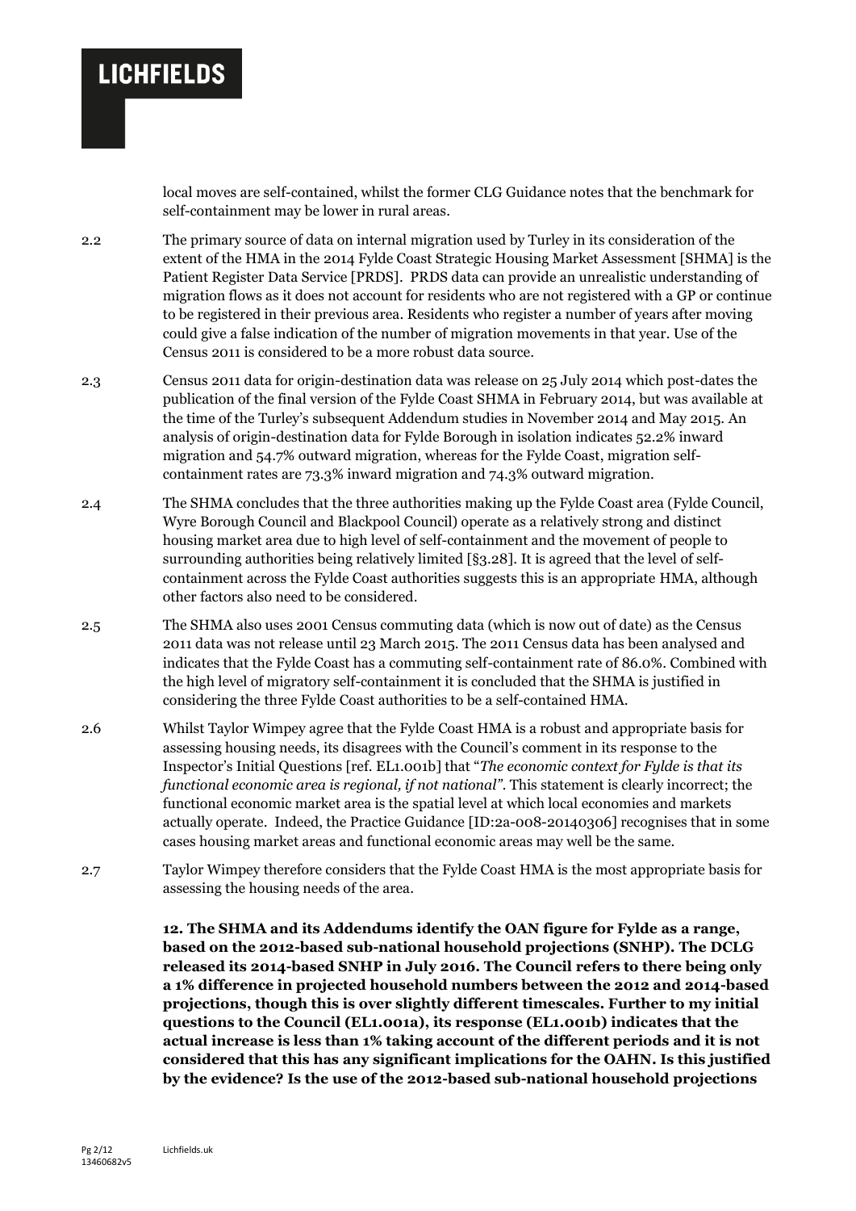local moves are self-contained, whilst the former CLG Guidance notes that the benchmark for self-containment may be lower in rural areas.

2.2 The primary source of data on internal migration used by Turley in its consideration of the extent of the HMA in the 2014 Fylde Coast Strategic Housing Market Assessment [SHMA] is the Patient Register Data Service [PRDS]. PRDS data can provide an unrealistic understanding of migration flows as it does not account for residents who are not registered with a GP or continue to be registered in their previous area. Residents who register a number of years after moving could give a false indication of the number of migration movements in that year. Use of the Census 2011 is considered to be a more robust data source.

2.3 Census 2011 data for origin-destination data was release on 25 July 2014 which post-dates the publication of the final version of the Fylde Coast SHMA in February 2014, but was available at the time of the Turley's subsequent Addendum studies in November 2014 and May 2015. An analysis of origin-destination data for Fylde Borough in isolation indicates 52.2% inward migration and 54.7% outward migration, whereas for the Fylde Coast, migration self-containment rates are 73.3% inward migration and 74.3% outward migration.

2.4 The SHMA concludes that the three authorities making up the Fylde Coast area (Fylde Council, Wyre Borough Council and Blackpool Council) operate as a relatively strong and distinct housing market area due to high level of self-containment and the movement of people to surrounding authorities being relatively limited [§3.28]. It is agreed that the level of self-containment across the Fylde Coast authorities suggests this is an appropriate HMA, although other factors also need to be considered.

2.5 The SHMA also uses 2001 Census commuting data (which is now out of date) as the Census 2011 data was not release until 23 March 2015. The 2011 Census data has been analysed and indicates that the Fylde Coast has a commuting self-containment rate of 86.0%. Combined with the high level of migratory self-containment it is concluded that the SHMA is justified in considering the three Fylde Coast authorities to be a self-contained HMA.

2.6 Whilst Taylor Wimpey agree that the Fylde Coast HMA is a robust and appropriate basis for assessing housing needs, its disagrees with the Council's comment in its response to the Inspector's Initial Questions [ref. EL1.001b] that "*The economic context for Fylde is that its functional economic area is regional, if not national*". This statement is clearly incorrect; the functional economic market area is the spatial level at which local economies and markets actually operate. Indeed, the Practice Guidance [ID:2a-008-20140306] recognises that in some cases housing market areas and functional economic areas may well be the same.

2.7 Taylor Wimpey therefore considers that the Fylde Coast HMA is the most appropriate basis for assessing the housing needs of the area.

**12. The SHMA and its Addendums identify the OAN figure for Fylde as a range, based on the 2012-based sub-national household projections (SNHP). The DCLG released its 2014-based SNHP in July 2016. The Council refers to there being only a 1% difference in projected household numbers between the 2012 and 2014-based projections, though this is over slightly different timescales. Further to my initial questions to the Council (EL1.001a), its response (EL1.001b) indicates that the actual increase is less than 1% taking account of the different periods and it is not considered that this has any significant implications for the OAHN. Is this justified by the evidence? Is the use of the 2012-based sub-national household projections**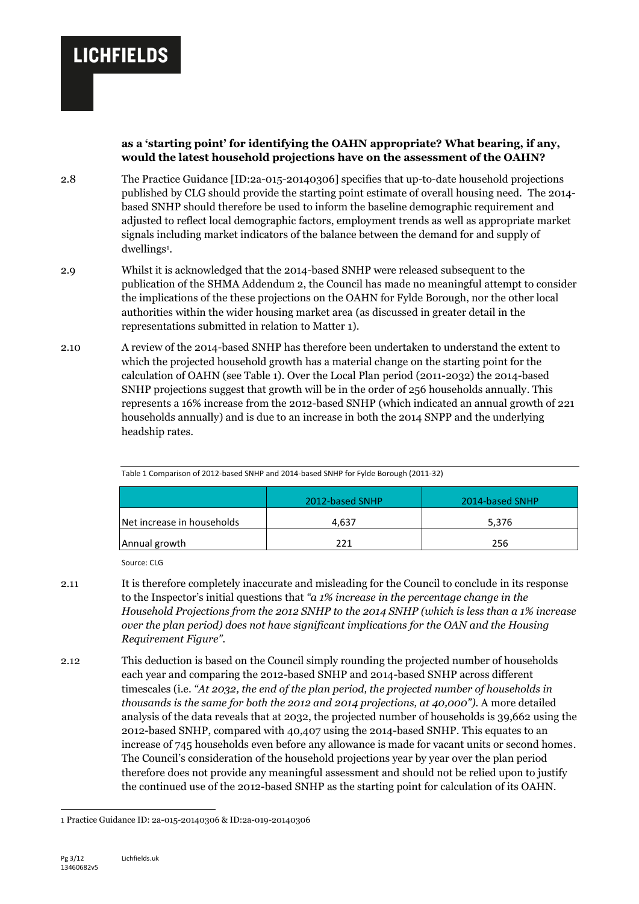**as a 'starting point' for identifying the OAHN appropriate? What bearing, if any, would the latest household projections have on the assessment of the OAHN?**

2.8 The Practice Guidance [ID:2a-015-20140306] specifies that up-to-date household projections published by CLG should provide the starting point estimate of overall housing need. The 2014-based SNHP should therefore be used to inform the baseline demographic requirement and adjusted to reflect local demographic factors, employment trends as well as appropriate market signals including market indicators of the balance between the demand for and supply of dwellings[1].

2.9 Whilst it is acknowledged that the 2014-based SNHP were released subsequent to the publication of the SHMA Addendum 2, the Council has made no meaningful attempt to consider the implications of the these projections on the OAHN for Fylde Borough, nor the other local authorities within the wider housing market area (as discussed in greater detail in the representations submitted in relation to Matter 1).

2.10 A review of the 2014-based SNHP has therefore been undertaken to understand the extent to which the projected household growth has a material change on the starting point for the calculation of OAHN (see Table 1). Over the Local Plan period (2011-2032) the 2014-based SNHP projections suggest that growth will be in the order of 256 households annually. This represents a 16% increase from the 2012-based SNHP (which indicated an annual growth of 221 households annually) and is due to an increase in both the 2014 SNPP and the underlying headship rates.

Table 1 Comparison of 2012-based SNHP and 2014-based SNHP for Fylde Borough (2011-32)

| | 2012-based SNHP | 2014-based SNHP |
|---|---|---|
| Net increase in households | 4,637 | 5,376 |
| Annual growth | 221 | 256 |

Source: CLG

2.11 It is therefore completely inaccurate and misleading for the Council to conclude in its response to the Inspector's initial questions that *"a 1% increase in the percentage change in the Household Projections from the 2012 SNHP to the 2014 SNHP (which is less than a 1% increase over the plan period) does not have significant implications for the OAN and the Housing Requirement Figure"*.

2.12 This deduction is based on the Council simply rounding the projected number of households each year and comparing the 2012-based SNHP and 2014-based SNHP across different timescales (i.e. *"At 2032, the end of the plan period, the projected number of households in thousands is the same for both the 2012 and 2014 projections, at 40,000")*. A more detailed analysis of the data reveals that at 2032, the projected number of households is 39,662 using the 2012-based SNHP, compared with 40,407 using the 2014-based SNHP. This equates to an increase of 745 households even before any allowance is made for vacant units or second homes. The Council's consideration of the household projections year by year over the plan period therefore does not provide any meaningful assessment and should not be relied upon to justify the continued use of the 2012-based SNHP as the starting point for calculation of its OAHN.

[1] Practice Guidance ID: 2a-015-20140306 & ID:2a-019-20140306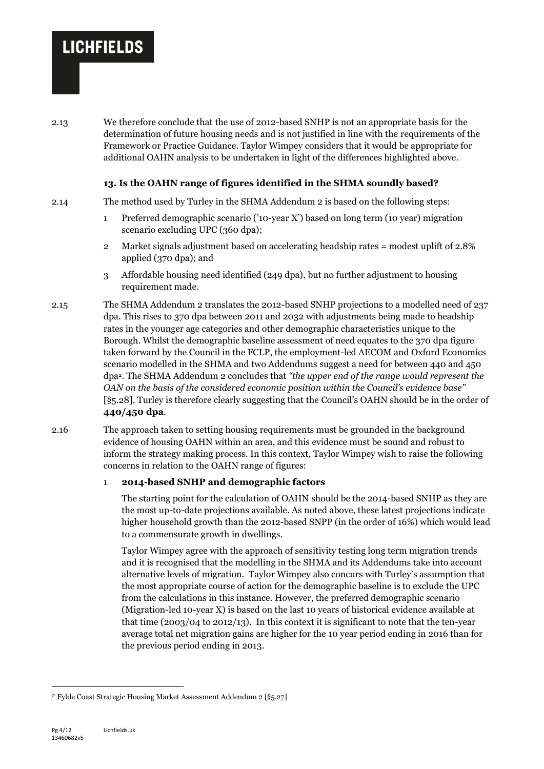2.13 We therefore conclude that the use of 2012-based SNHP is not an appropriate basis for the determination of future housing needs and is not justified in line with the requirements of the Framework or Practice Guidance. Taylor Wimpey considers that it would be appropriate for additional OAHN analysis to be undertaken in light of the differences highlighted above.

**13. Is the OAHN range of figures identified in the SHMA soundly based?**

2.14 The method used by Turley in the SHMA Addendum 2 is based on the following steps:

1. Preferred demographic scenario ('10-year X') based on long term (10 year) migration scenario excluding UPC (360 dpa);
2. Market signals adjustment based on accelerating headship rates = modest uplift of 2.8% applied (370 dpa); and
3. Affordable housing need identified (249 dpa), but no further adjustment to housing requirement made.

2.15 The SHMA Addendum 2 translates the 2012-based SNHP projections to a modelled need of 237 dpa. This rises to 370 dpa between 2011 and 2032 with adjustments being made to headship rates in the younger age categories and other demographic characteristics unique to the Borough. Whilst the demographic baseline assessment of need equates to the 370 dpa figure taken forward by the Council in the FCLP, the employment-led AECOM and Oxford Economics scenario modelled in the SHMA and two Addendums suggest a need for between 440 and 450 dpa[2]. The SHMA Addendum 2 concludes that *"the upper end of the range would represent the OAN on the basis of the considered economic position within the Council's evidence base"* [§5.28]. Turley is therefore clearly suggesting that the Council's OAHN should be in the order of **440/450 dpa**.

2.16 The approach taken to setting housing requirements must be grounded in the background evidence of housing OAHN within an area, and this evidence must be sound and robust to inform the strategy making process. In this context, Taylor Wimpey wish to raise the following concerns in relation to the OAHN range of figures:

1. **2014-based SNHP and demographic factors**

   The starting point for the calculation of OAHN should be the 2014-based SNHP as they are the most up-to-date projections available. As noted above, these latest projections indicate higher household growth than the 2012-based SNPP (in the order of 16%) which would lead to a commensurate growth in dwellings.

   Taylor Wimpey agree with the approach of sensitivity testing long term migration trends and it is recognised that the modelling in the SHMA and its Addendums take into account alternative levels of migration. Taylor Wimpey also concurs with Turley's assumption that the most appropriate course of action for the demographic baseline is to exclude the UPC from the calculations in this instance. However, the preferred demographic scenario (Migration-led 10-year X) is based on the last 10 years of historical evidence available at that time (2003/04 to 2012/13). In this context it is significant to note that the ten-year average total net migration gains are higher for the 10 year period ending in 2016 than for the previous period ending in 2013.

---

[2] Fylde Coast Strategic Housing Market Assessment Addendum 2 [§5.27]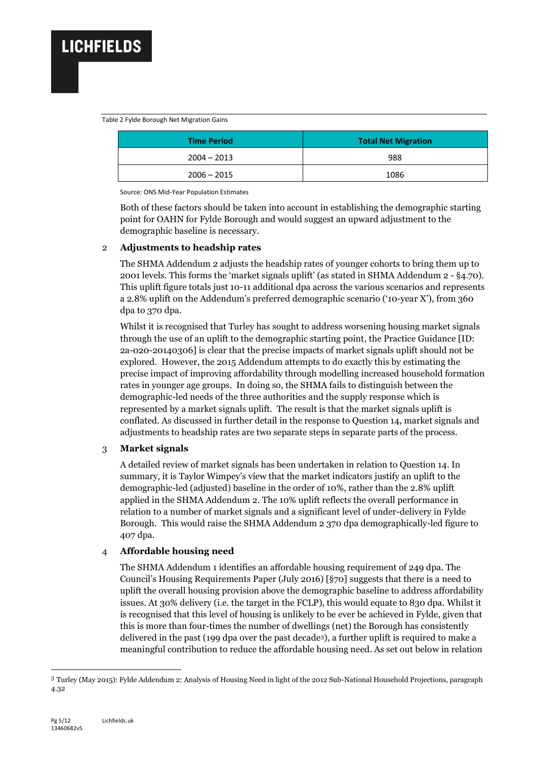Table 2 Fylde Borough Net Migration Gains

| Time Period | Total Net Migration |
|---|---|
| 2004 – 2013 | 988 |
| 2006 – 2015 | 1086 |

Source: ONS Mid-Year Population Estimates

Both of these factors should be taken into account in establishing the demographic starting point for OAHN for Fylde Borough and would suggest an upward adjustment to the demographic baseline is necessary.

2 **Adjustments to headship rates**

The SHMA Addendum 2 adjusts the headship rates of younger cohorts to bring them up to 2001 levels. This forms the 'market signals uplift' (as stated in SHMA Addendum 2 - §4.70). This uplift figure totals just 10-11 additional dpa across the various scenarios and represents a 2.8% uplift on the Addendum's preferred demographic scenario ('10-year X'), from 360 dpa to 370 dpa.

Whilst it is recognised that Turley has sought to address worsening housing market signals through the use of an uplift to the demographic starting point, the Practice Guidance [ID: 2a-020-20140306] is clear that the precise impacts of market signals uplift should not be explored. However, the 2015 Addendum attempts to do exactly this by estimating the precise impact of improving affordability through modelling increased household formation rates in younger age groups. In doing so, the SHMA fails to distinguish between the demographic-led needs of the three authorities and the supply response which is represented by a market signals uplift. The result is that the market signals uplift is conflated. As discussed in further detail in the response to Question 14, market signals and adjustments to headship rates are two separate steps in separate parts of the process.

3 **Market signals**

A detailed review of market signals has been undertaken in relation to Question 14. In summary, it is Taylor Wimpey's view that the market indicators justify an uplift to the demographic-led (adjusted) baseline in the order of 10%, rather than the 2.8% uplift applied in the SHMA Addendum 2. The 10% uplift reflects the overall performance in relation to a number of market signals and a significant level of under-delivery in Fylde Borough. This would raise the SHMA Addendum 2 370 dpa demographically-led figure to 407 dpa.

4 **Affordable housing need**

The SHMA Addendum 1 identifies an affordable housing requirement of 249 dpa. The Council's Housing Requirements Paper (July 2016) [§70] suggests that there is a need to uplift the overall housing provision above the demographic baseline to address affordability issues. At 30% delivery (i.e. the target in the FCLP), this would equate to 830 dpa. Whilst it is recognised that this level of housing is unlikely to be ever be achieved in Fylde, given that this is more than four-times the number of dwellings (net) the Borough has consistently delivered in the past (199 dpa over the past decade[3]), a further uplift is required to make a meaningful contribution to reduce the affordable housing need. As set out below in relation

[3] Turley (May 2015): Fylde Addendum 2: Analysis of Housing Need in light of the 2012 Sub-National Household Projections, paragraph 4.32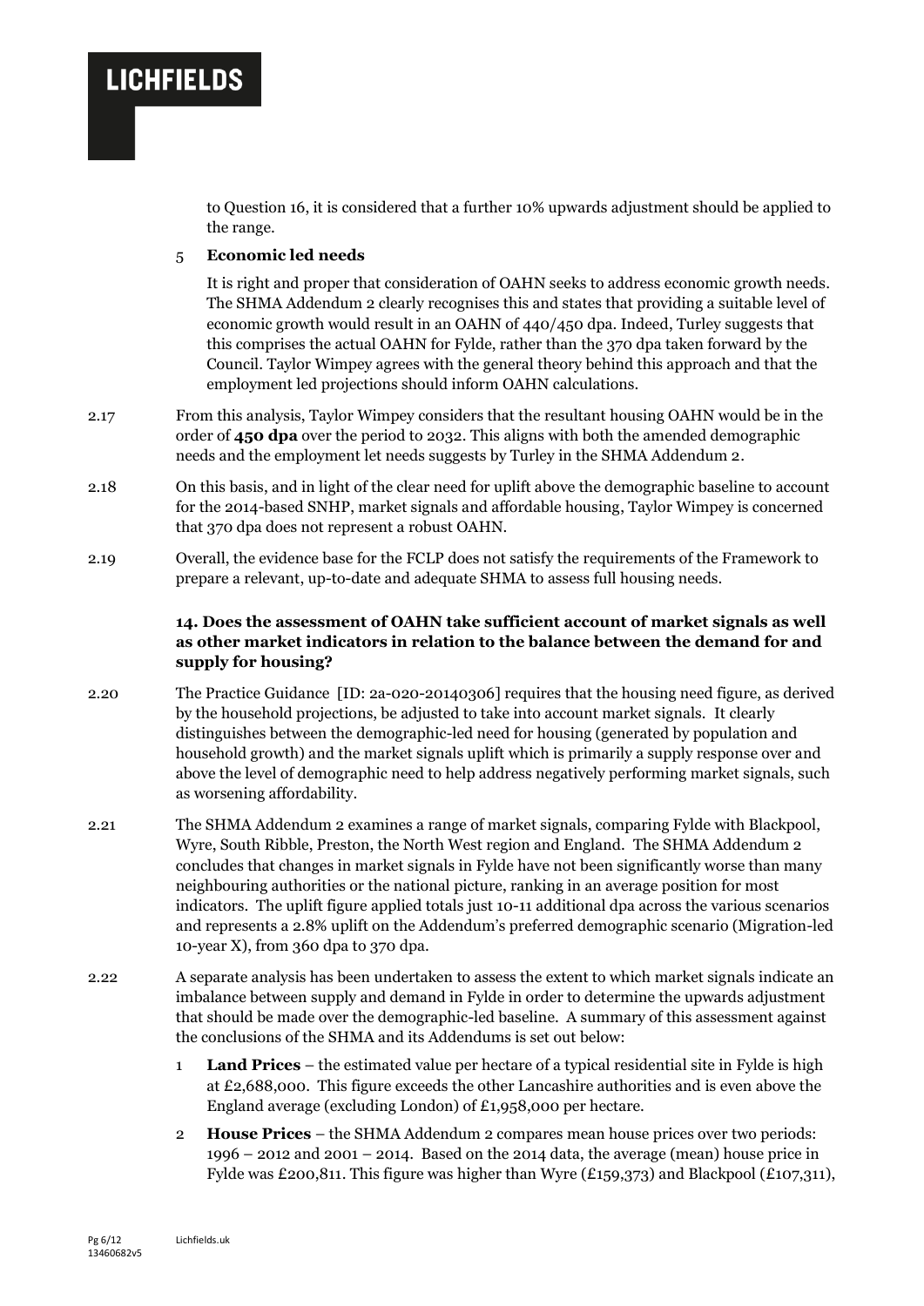to Question 16, it is considered that a further 10% upwards adjustment should be applied to the range.

5 **Economic led needs**

It is right and proper that consideration of OAHN seeks to address economic growth needs. The SHMA Addendum 2 clearly recognises this and states that providing a suitable level of economic growth would result in an OAHN of 440/450 dpa. Indeed, Turley suggests that this comprises the actual OAHN for Fylde, rather than the 370 dpa taken forward by the Council. Taylor Wimpey agrees with the general theory behind this approach and that the employment led projections should inform OAHN calculations.

2.17 From this analysis, Taylor Wimpey considers that the resultant housing OAHN would be in the order of **450 dpa** over the period to 2032. This aligns with both the amended demographic needs and the employment let needs suggests by Turley in the SHMA Addendum 2.

2.18 On this basis, and in light of the clear need for uplift above the demographic baseline to account for the 2014-based SNHP, market signals and affordable housing, Taylor Wimpey is concerned that 370 dpa does not represent a robust OAHN.

2.19 Overall, the evidence base for the FCLP does not satisfy the requirements of the Framework to prepare a relevant, up-to-date and adequate SHMA to assess full housing needs.

### 14. Does the assessment of OAHN take sufficient account of market signals as well as other market indicators in relation to the balance between the demand for and supply for housing?

2.20 The Practice Guidance [ID: 2a-020-20140306] requires that the housing need figure, as derived by the household projections, be adjusted to take into account market signals. It clearly distinguishes between the demographic-led need for housing (generated by population and household growth) and the market signals uplift which is primarily a supply response over and above the level of demographic need to help address negatively performing market signals, such as worsening affordability.

2.21 The SHMA Addendum 2 examines a range of market signals, comparing Fylde with Blackpool, Wyre, South Ribble, Preston, the North West region and England. The SHMA Addendum 2 concludes that changes in market signals in Fylde have not been significantly worse than many neighbouring authorities or the national picture, ranking in an average position for most indicators. The uplift figure applied totals just 10-11 additional dpa across the various scenarios and represents a 2.8% uplift on the Addendum's preferred demographic scenario (Migration-led 10-year X), from 360 dpa to 370 dpa.

2.22 A separate analysis has been undertaken to assess the extent to which market signals indicate an imbalance between supply and demand in Fylde in order to determine the upwards adjustment that should be made over the demographic-led baseline. A summary of this assessment against the conclusions of the SHMA and its Addendums is set out below:

1 **Land Prices** – the estimated value per hectare of a typical residential site in Fylde is high at £2,688,000. This figure exceeds the other Lancashire authorities and is even above the England average (excluding London) of £1,958,000 per hectare.

2 **House Prices** – the SHMA Addendum 2 compares mean house prices over two periods: 1996 – 2012 and 2001 – 2014. Based on the 2014 data, the average (mean) house price in Fylde was £200,811. This figure was higher than Wyre (£159,373) and Blackpool (£107,311),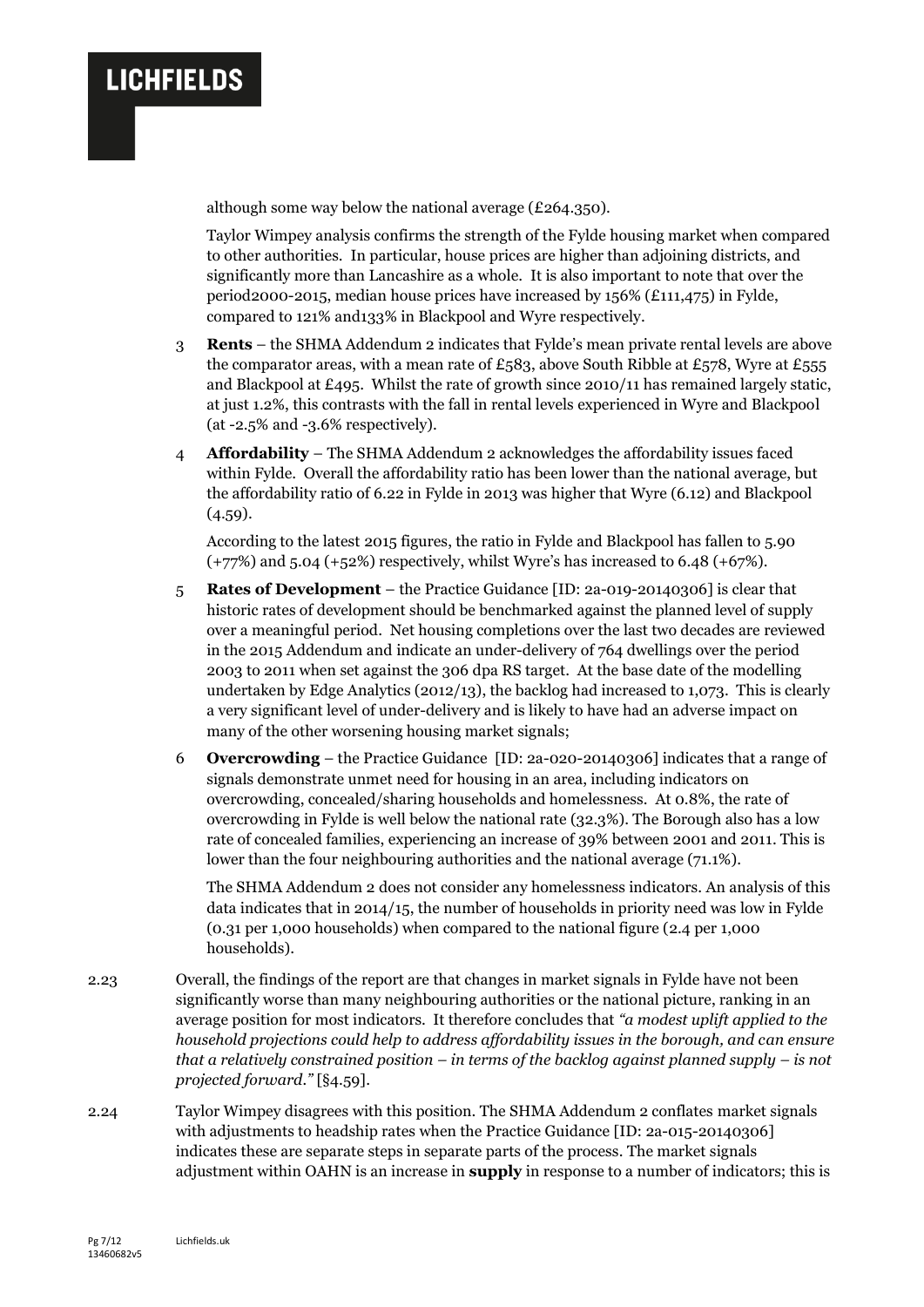although some way below the national average (£264.350).

Taylor Wimpey analysis confirms the strength of the Fylde housing market when compared to other authorities. In particular, house prices are higher than adjoining districts, and significantly more than Lancashire as a whole. It is also important to note that over the period2000-2015, median house prices have increased by 156% (£111,475) in Fylde, compared to 121% and133% in Blackpool and Wyre respectively.

3 **Rents** – the SHMA Addendum 2 indicates that Fylde's mean private rental levels are above the comparator areas, with a mean rate of £583, above South Ribble at £578, Wyre at £555 and Blackpool at £495. Whilst the rate of growth since 2010/11 has remained largely static, at just 1.2%, this contrasts with the fall in rental levels experienced in Wyre and Blackpool (at -2.5% and -3.6% respectively).

4 **Affordability** – The SHMA Addendum 2 acknowledges the affordability issues faced within Fylde. Overall the affordability ratio has been lower than the national average, but the affordability ratio of 6.22 in Fylde in 2013 was higher that Wyre (6.12) and Blackpool (4.59).

According to the latest 2015 figures, the ratio in Fylde and Blackpool has fallen to 5.90 (+77%) and 5.04 (+52%) respectively, whilst Wyre's has increased to 6.48 (+67%).

5 **Rates of Development** – the Practice Guidance [ID: 2a-019-20140306] is clear that historic rates of development should be benchmarked against the planned level of supply over a meaningful period. Net housing completions over the last two decades are reviewed in the 2015 Addendum and indicate an under-delivery of 764 dwellings over the period 2003 to 2011 when set against the 306 dpa RS target. At the base date of the modelling undertaken by Edge Analytics (2012/13), the backlog had increased to 1,073. This is clearly a very significant level of under-delivery and is likely to have had an adverse impact on many of the other worsening housing market signals;

6 **Overcrowding** – the Practice Guidance [ID: 2a-020-20140306] indicates that a range of signals demonstrate unmet need for housing in an area, including indicators on overcrowding, concealed/sharing households and homelessness. At 0.8%, the rate of overcrowding in Fylde is well below the national rate (32.3%). The Borough also has a low rate of concealed families, experiencing an increase of 39% between 2001 and 2011. This is lower than the four neighbouring authorities and the national average (71.1%).

The SHMA Addendum 2 does not consider any homelessness indicators. An analysis of this data indicates that in 2014/15, the number of households in priority need was low in Fylde (0.31 per 1,000 households) when compared to the national figure (2.4 per 1,000 households).

2.23 Overall, the findings of the report are that changes in market signals in Fylde have not been significantly worse than many neighbouring authorities or the national picture, ranking in an average position for most indicators. It therefore concludes that *"a modest uplift applied to the household projections could help to address affordability issues in the borough, and can ensure that a relatively constrained position – in terms of the backlog against planned supply – is not projected forward."* [§4.59].

2.24 Taylor Wimpey disagrees with this position. The SHMA Addendum 2 conflates market signals with adjustments to headship rates when the Practice Guidance [ID: 2a-015-20140306] indicates these are separate steps in separate parts of the process. The market signals adjustment within OAHN is an increase in **supply** in response to a number of indicators; this is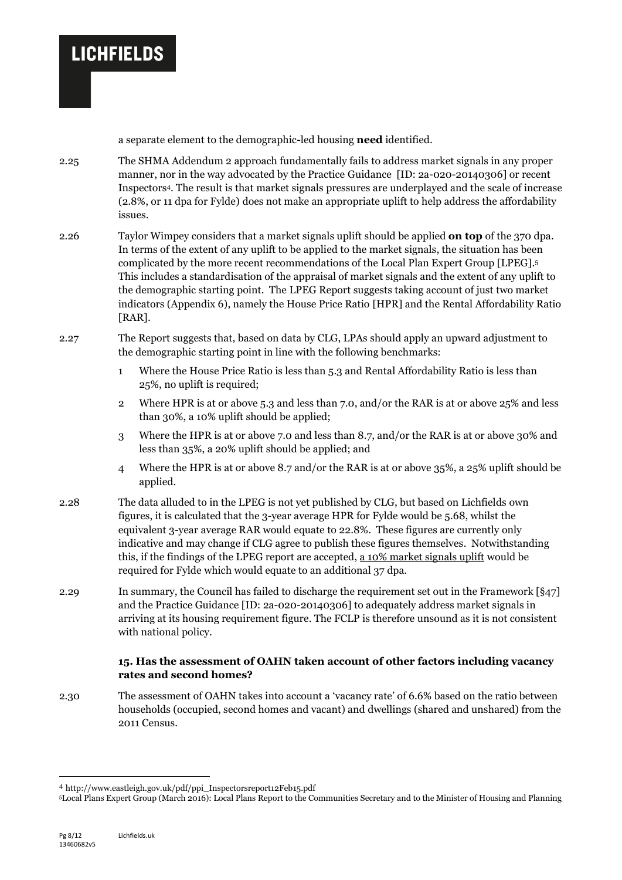a separate element to the demographic-led housing **need** identified.

2.25 The SHMA Addendum 2 approach fundamentally fails to address market signals in any proper manner, nor in the way advocated by the Practice Guidance [ID: 2a-020-20140306] or recent Inspectors[4]. The result is that market signals pressures are underplayed and the scale of increase (2.8%, or 11 dpa for Fylde) does not make an appropriate uplift to help address the affordability issues.

2.26 Taylor Wimpey considers that a market signals uplift should be applied **on top** of the 370 dpa. In terms of the extent of any uplift to be applied to the market signals, the situation has been complicated by the more recent recommendations of the Local Plan Expert Group [LPEG].[5] This includes a standardisation of the appraisal of market signals and the extent of any uplift to the demographic starting point. The LPEG Report suggests taking account of just two market indicators (Appendix 6), namely the House Price Ratio [HPR] and the Rental Affordability Ratio [RAR].

2.27 The Report suggests that, based on data by CLG, LPAs should apply an upward adjustment to the demographic starting point in line with the following benchmarks:

1. Where the House Price Ratio is less than 5.3 and Rental Affordability Ratio is less than 25%, no uplift is required;
2. Where HPR is at or above 5.3 and less than 7.0, and/or the RAR is at or above 25% and less than 30%, a 10% uplift should be applied;
3. Where the HPR is at or above 7.0 and less than 8.7, and/or the RAR is at or above 30% and less than 35%, a 20% uplift should be applied; and
4. Where the HPR is at or above 8.7 and/or the RAR is at or above 35%, a 25% uplift should be applied.

2.28 The data alluded to in the LPEG is not yet published by CLG, but based on Lichfields own figures, it is calculated that the 3-year average HPR for Fylde would be 5.68, whilst the equivalent 3-year average RAR would equate to 22.8%. These figures are currently only indicative and may change if CLG agree to publish these figures themselves. Notwithstanding this, if the findings of the LPEG report are accepted, <u>a 10% market signals uplift</u> would be required for Fylde which would equate to an additional 37 dpa.

2.29 In summary, the Council has failed to discharge the requirement set out in the Framework [§47] and the Practice Guidance [ID: 2a-020-20140306] to adequately address market signals in arriving at its housing requirement figure. The FCLP is therefore unsound as it is not consistent with national policy.

**15. Has the assessment of OAHN taken account of other factors including vacancy rates and second homes?**

2.30 The assessment of OAHN takes into account a 'vacancy rate' of 6.6% based on the ratio between households (occupied, second homes and vacant) and dwellings (shared and unshared) from the 2011 Census.

---

[4] http://www.eastleigh.gov.uk/pdf/ppi_Inspectorsreport12Feb15.pdf

[5] Local Plans Expert Group (March 2016): Local Plans Report to the Communities Secretary and to the Minister of Housing and Planning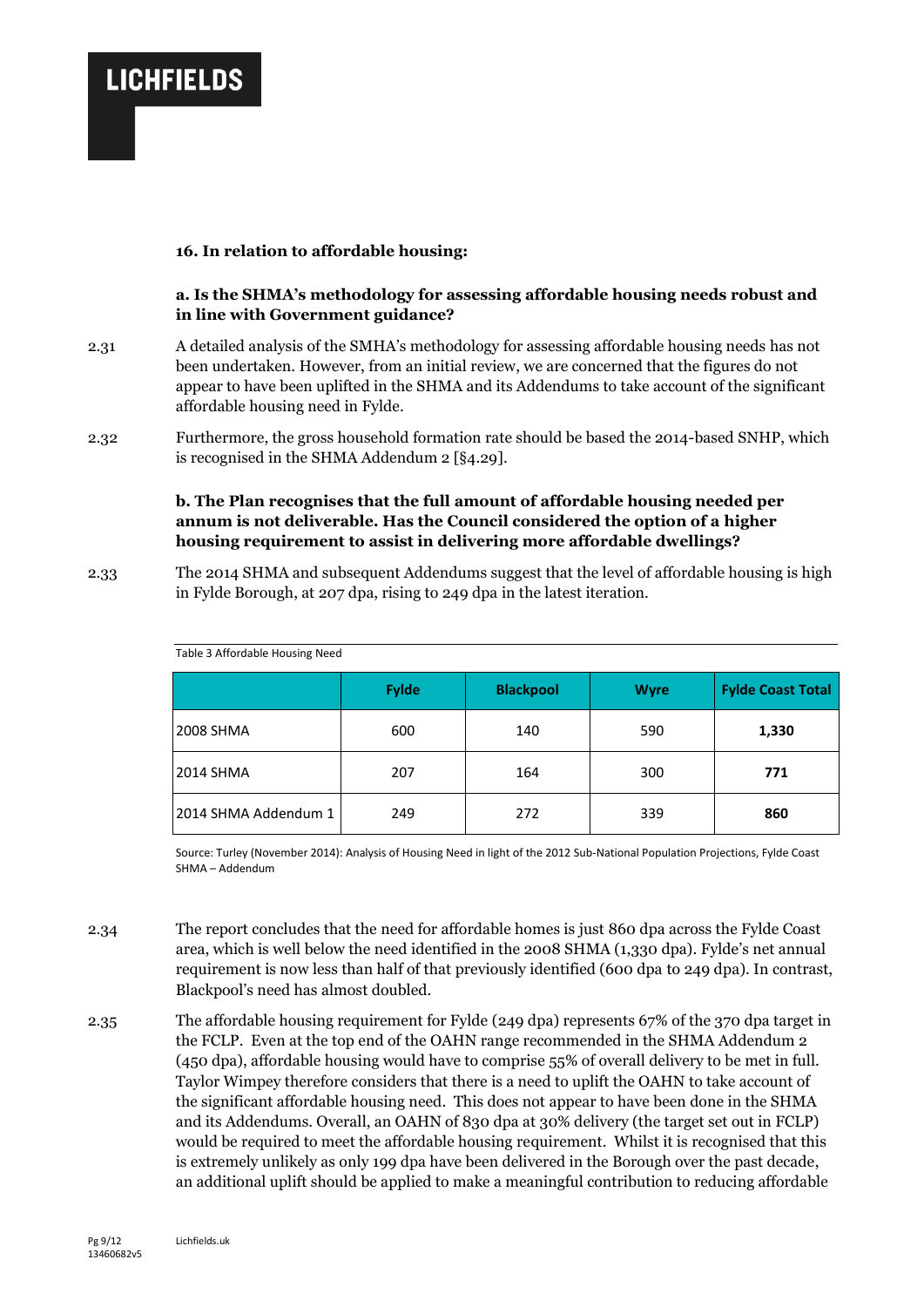### 16. In relation to affordable housing:

#### a. Is the SHMA's methodology for assessing affordable housing needs robust and in line with Government guidance?

2.31 A detailed analysis of the SMHA's methodology for assessing affordable housing needs has not been undertaken. However, from an initial review, we are concerned that the figures do not appear to have been uplifted in the SHMA and its Addendums to take account of the significant affordable housing need in Fylde.

2.32 Furthermore, the gross household formation rate should be based the 2014-based SNHP, which is recognised in the SHMA Addendum 2 [§4.29].

#### b. The Plan recognises that the full amount of affordable housing needed per annum is not deliverable. Has the Council considered the option of a higher housing requirement to assist in delivering more affordable dwellings?

2.33 The 2014 SHMA and subsequent Addendums suggest that the level of affordable housing is high in Fylde Borough, at 207 dpa, rising to 249 dpa in the latest iteration.

Table 3 Affordable Housing Need

| | Fylde | Blackpool | Wyre | Fylde Coast Total |
|---|---|---|---|---|
| 2008 SHMA | 600 | 140 | 590 | **1,330** |
| 2014 SHMA | 207 | 164 | 300 | **771** |
| 2014 SHMA Addendum 1 | 249 | 272 | 339 | **860** |

Source: Turley (November 2014): Analysis of Housing Need in light of the 2012 Sub-National Population Projections, Fylde Coast SHMA – Addendum

2.34 The report concludes that the need for affordable homes is just 860 dpa across the Fylde Coast area, which is well below the need identified in the 2008 SHMA (1,330 dpa). Fylde's net annual requirement is now less than half of that previously identified (600 dpa to 249 dpa). In contrast, Blackpool's need has almost doubled.

2.35 The affordable housing requirement for Fylde (249 dpa) represents 67% of the 370 dpa target in the FCLP. Even at the top end of the OAHN range recommended in the SHMA Addendum 2 (450 dpa), affordable housing would have to comprise 55% of overall delivery to be met in full. Taylor Wimpey therefore considers that there is a need to uplift the OAHN to take account of the significant affordable housing need. This does not appear to have been done in the SHMA and its Addendums. Overall, an OAHN of 830 dpa at 30% delivery (the target set out in FCLP) would be required to meet the affordable housing requirement. Whilst it is recognised that this is extremely unlikely as only 199 dpa have been delivered in the Borough over the past decade, an additional uplift should be applied to make a meaningful contribution to reducing affordable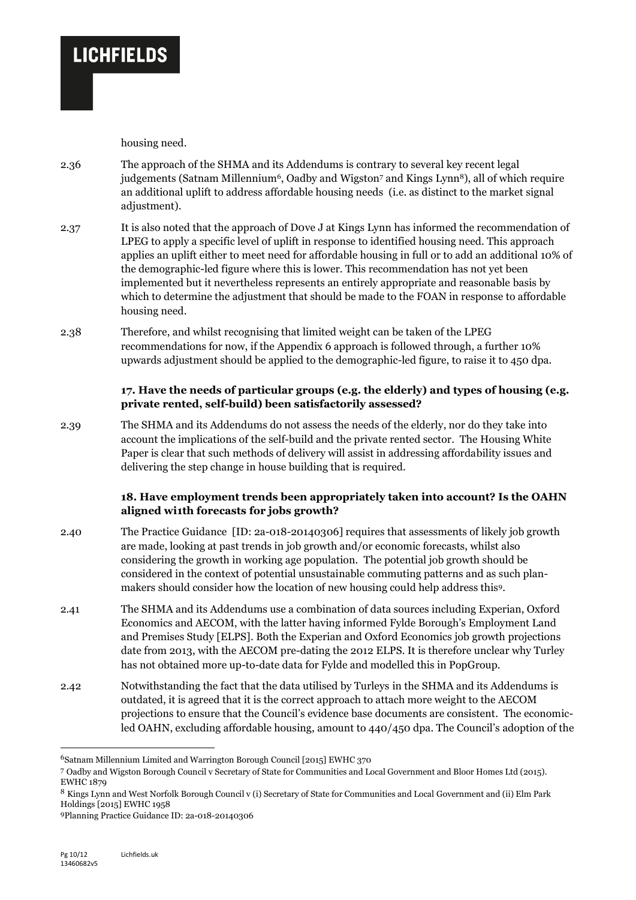housing need.

2.36 The approach of the SHMA and its Addendums is contrary to several key recent legal judgements (Satnam Millennium[6], Oadby and Wigston[7] and Kings Lynn[8]), all of which require an additional uplift to address affordable housing needs (i.e. as distinct to the market signal adjustment).

2.37 It is also noted that the approach of Dove J at Kings Lynn has informed the recommendation of LPEG to apply a specific level of uplift in response to identified housing need. This approach applies an uplift either to meet need for affordable housing in full or to add an additional 10% of the demographic-led figure where this is lower. This recommendation has not yet been implemented but it nevertheless represents an entirely appropriate and reasonable basis by which to determine the adjustment that should be made to the FOAN in response to affordable housing need.

2.38 Therefore, and whilst recognising that limited weight can be taken of the LPEG recommendations for now, if the Appendix 6 approach is followed through, a further 10% upwards adjustment should be applied to the demographic-led figure, to raise it to 450 dpa.

**17. Have the needs of particular groups (e.g. the elderly) and types of housing (e.g. private rented, self-build) been satisfactorily assessed?**

2.39 The SHMA and its Addendums do not assess the needs of the elderly, nor do they take into account the implications of the self-build and the private rented sector. The Housing White Paper is clear that such methods of delivery will assist in addressing affordability issues and delivering the step change in house building that is required.

**18. Have employment trends been appropriately taken into account? Is the OAHN aligned wi1th forecasts for jobs growth?**

2.40 The Practice Guidance [ID: 2a-018-20140306] requires that assessments of likely job growth are made, looking at past trends in job growth and/or economic forecasts, whilst also considering the growth in working age population. The potential job growth should be considered in the context of potential unsustainable commuting patterns and as such plan-makers should consider how the location of new housing could help address this[9].

2.41 The SHMA and its Addendums use a combination of data sources including Experian, Oxford Economics and AECOM, with the latter having informed Fylde Borough's Employment Land and Premises Study [ELPS]. Both the Experian and Oxford Economics job growth projections date from 2013, with the AECOM pre-dating the 2012 ELPS. It is therefore unclear why Turley has not obtained more up-to-date data for Fylde and modelled this in PopGroup.

2.42 Notwithstanding the fact that the data utilised by Turleys in the SHMA and its Addendums is outdated, it is agreed that it is the correct approach to attach more weight to the AECOM projections to ensure that the Council's evidence base documents are consistent. The economic-led OAHN, excluding affordable housing, amount to 440/450 dpa. The Council's adoption of the

---

[6] Satnam Millennium Limited and Warrington Borough Council [2015] EWHC 370

[7] Oadby and Wigston Borough Council v Secretary of State for Communities and Local Government and Bloor Homes Ltd (2015). EWHC 1879

[8] Kings Lynn and West Norfolk Borough Council v (i) Secretary of State for Communities and Local Government and (ii) Elm Park Holdings [2015] EWHC 1958

[9] Planning Practice Guidance ID: 2a-018-20140306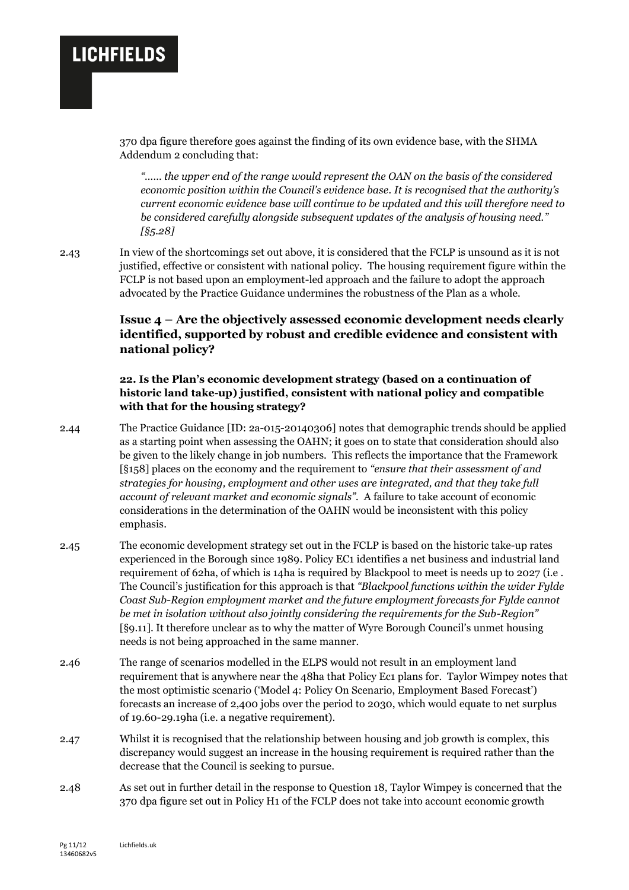370 dpa figure therefore goes against the finding of its own evidence base, with the SHMA Addendum 2 concluding that:

> *"…… the upper end of the range would represent the OAN on the basis of the considered economic position within the Council's evidence base. It is recognised that the authority's current economic evidence base will continue to be updated and this will therefore need to be considered carefully alongside subsequent updates of the analysis of housing need." [§5.28]*

2.43 In view of the shortcomings set out above, it is considered that the FCLP is unsound as it is not justified, effective or consistent with national policy. The housing requirement figure within the FCLP is not based upon an employment-led approach and the failure to adopt the approach advocated by the Practice Guidance undermines the robustness of the Plan as a whole.

### Issue 4 – Are the objectively assessed economic development needs clearly identified, supported by robust and credible evidence and consistent with national policy?

#### 22. Is the Plan's economic development strategy (based on a continuation of historic land take-up) justified, consistent with national policy and compatible with that for the housing strategy?

2.44 The Practice Guidance [ID: 2a-015-20140306] notes that demographic trends should be applied as a starting point when assessing the OAHN; it goes on to state that consideration should also be given to the likely change in job numbers. This reflects the importance that the Framework [§158] places on the economy and the requirement to *"ensure that their assessment of and strategies for housing, employment and other uses are integrated, and that they take full account of relevant market and economic signals".* A failure to take account of economic considerations in the determination of the OAHN would be inconsistent with this policy emphasis.

2.45 The economic development strategy set out in the FCLP is based on the historic take-up rates experienced in the Borough since 1989. Policy EC1 identifies a net business and industrial land requirement of 62ha, of which is 14ha is required by Blackpool to meet is needs up to 2027 (i.e . The Council's justification for this approach is that *"Blackpool functions within the wider Fylde Coast Sub-Region employment market and the future employment forecasts for Fylde cannot be met in isolation without also jointly considering the requirements for the Sub-Region"* [§9.11]. It therefore unclear as to why the matter of Wyre Borough Council's unmet housing needs is not being approached in the same manner.

2.46 The range of scenarios modelled in the ELPS would not result in an employment land requirement that is anywhere near the 48ha that Policy Ec1 plans for. Taylor Wimpey notes that the most optimistic scenario ('Model 4: Policy On Scenario, Employment Based Forecast') forecasts an increase of 2,400 jobs over the period to 2030, which would equate to net surplus of 19.60-29.19ha (i.e. a negative requirement).

2.47 Whilst it is recognised that the relationship between housing and job growth is complex, this discrepancy would suggest an increase in the housing requirement is required rather than the decrease that the Council is seeking to pursue.

2.48 As set out in further detail in the response to Question 18, Taylor Wimpey is concerned that the 370 dpa figure set out in Policy H1 of the FCLP does not take into account economic growth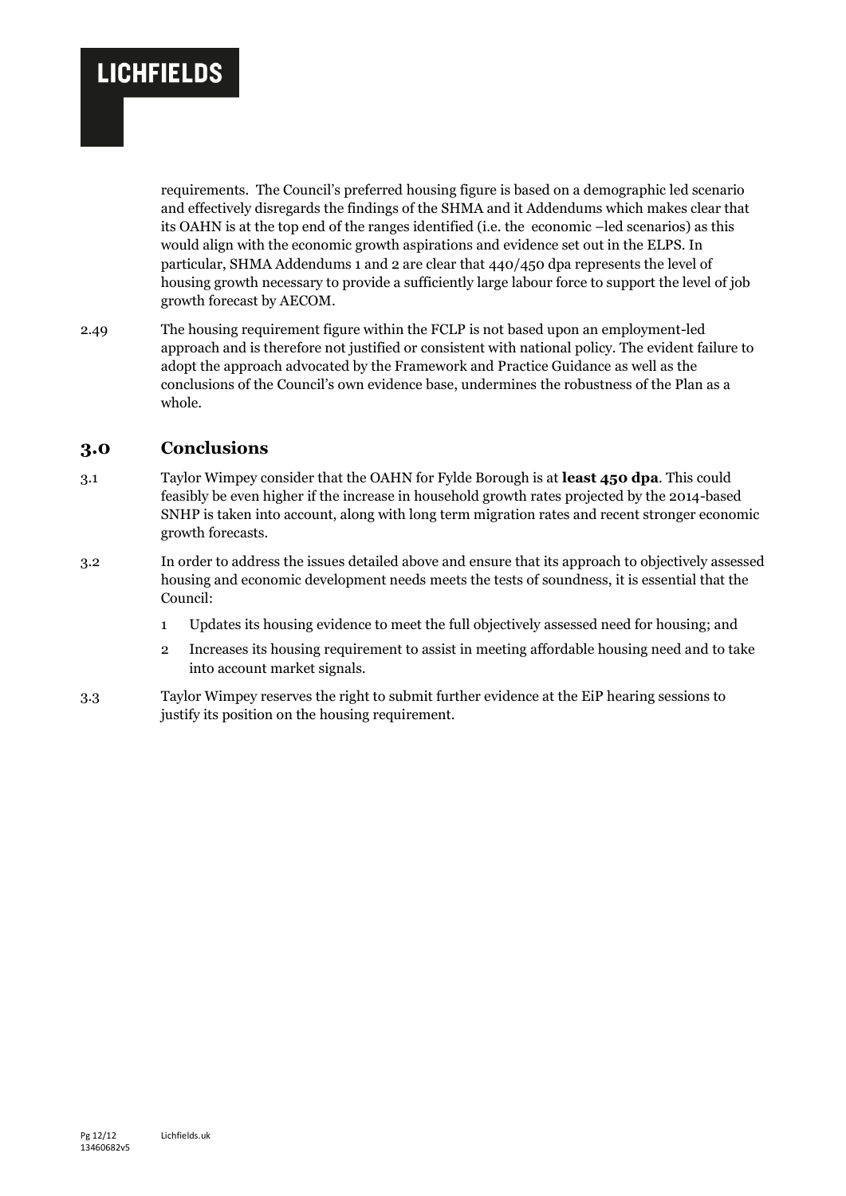requirements. The Council's preferred housing figure is based on a demographic led scenario and effectively disregards the findings of the SHMA and it Addendums which makes clear that its OAHN is at the top end of the ranges identified (i.e. the economic –led scenarios) as this would align with the economic growth aspirations and evidence set out in the ELPS. In particular, SHMA Addendums 1 and 2 are clear that 440/450 dpa represents the level of housing growth necessary to provide a sufficiently large labour force to support the level of job growth forecast by AECOM.

2.49 The housing requirement figure within the FCLP is not based upon an employment-led approach and is therefore not justified or consistent with national policy. The evident failure to adopt the approach advocated by the Framework and Practice Guidance as well as the conclusions of the Council's own evidence base, undermines the robustness of the Plan as a whole.

## 3.0 Conclusions

3.1 Taylor Wimpey consider that the OAHN for Fylde Borough is at **least 450 dpa**. This could feasibly be even higher if the increase in household growth rates projected by the 2014-based SNHP is taken into account, along with long term migration rates and recent stronger economic growth forecasts.

3.2 In order to address the issues detailed above and ensure that its approach to objectively assessed housing and economic development needs meets the tests of soundness, it is essential that the Council:

1. Updates its housing evidence to meet the full objectively assessed need for housing; and
2. Increases its housing requirement to assist in meeting affordable housing need and to take into account market signals.

3.3 Taylor Wimpey reserves the right to submit further evidence at the EiP hearing sessions to justify its position on the housing requirement.